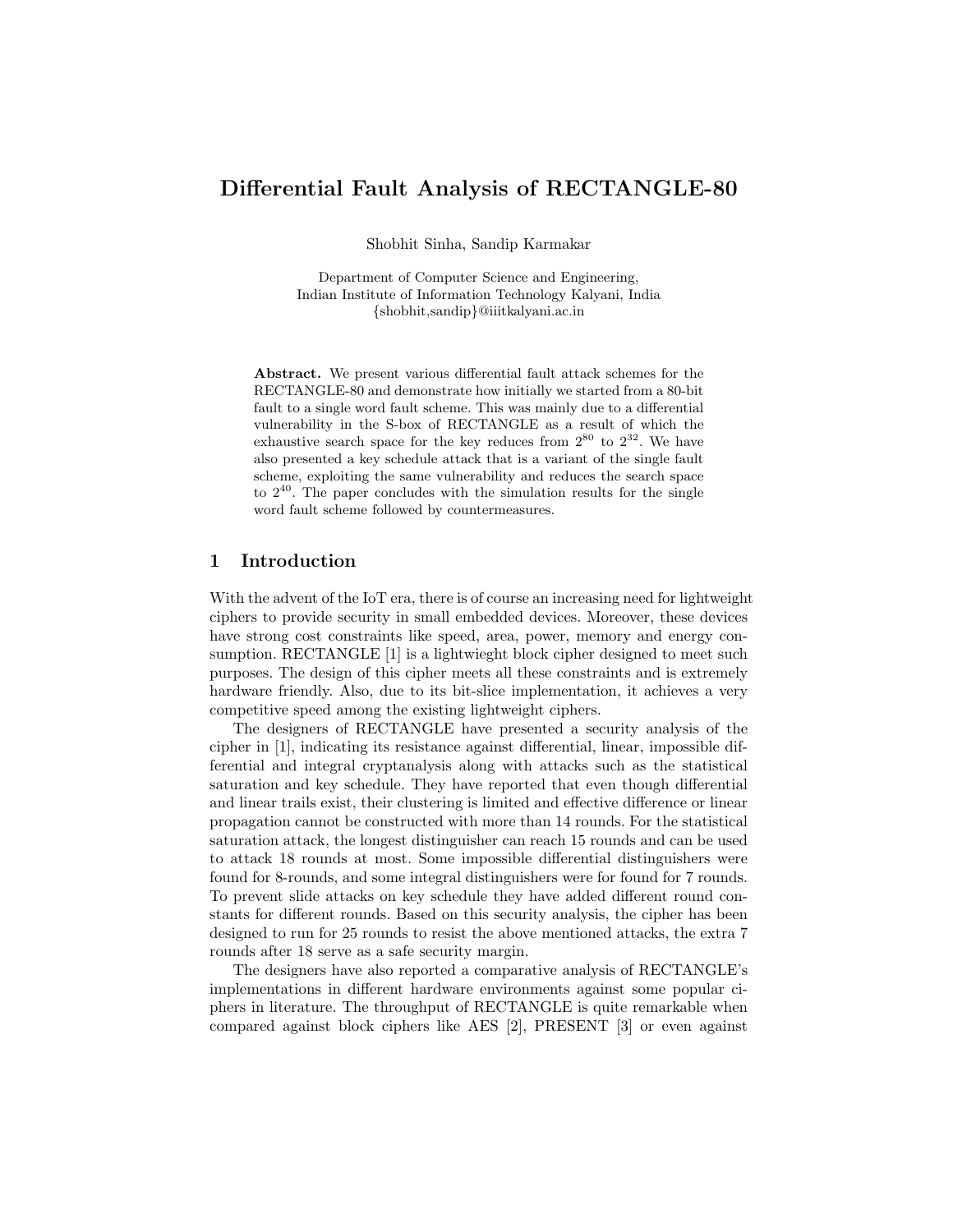# Differential Fault Analysis of RECTANGLE-80

Shobhit Sinha, Sandip Karmakar

Department of Computer Science and Engineering,
Indian Institute of Information Technology Kalyani, India
{shobhit,sandip}@iiitkalyani.ac.in

**Abstract.** We present various differential fault attack schemes for the RECTANGLE-80 and demonstrate how initially we started from a 80-bit fault to a single word fault scheme. This was mainly due to a differential vulnerability in the S-box of RECTANGLE as a result of which the exhaustive search space for the key reduces from $2^{80}$ to $2^{32}$. We have also presented a key schedule attack that is a variant of the single fault scheme, exploiting the same vulnerability and reduces the search space to $2^{40}$. The paper concludes with the simulation results for the single word fault scheme followed by countermeasures.

## 1 Introduction

With the advent of the IoT era, there is of course an increasing need for lightweight ciphers to provide security in small embedded devices. Moreover, these devices have strong cost constraints like speed, area, power, memory and energy consumption. RECTANGLE [1] is a lightwieght block cipher designed to meet such purposes. The design of this cipher meets all these constraints and is extremely hardware friendly. Also, due to its bit-slice implementation, it achieves a very competitive speed among the existing lightweight ciphers.

The designers of RECTANGLE have presented a security analysis of the cipher in [1], indicating its resistance against differential, linear, impossible differential and integral cryptanalysis along with attacks such as the statistical saturation and key schedule. They have reported that even though differential and linear trails exist, their clustering is limited and effective difference or linear propagation cannot be constructed with more than 14 rounds. For the statistical saturation attack, the longest distinguisher can reach 15 rounds and can be used to attack 18 rounds at most. Some impossible differential distinguishers were found for 8-rounds, and some integral distinguishers were for found for 7 rounds. To prevent slide attacks on key schedule they have added different round constants for different rounds. Based on this security analysis, the cipher has been designed to run for 25 rounds to resist the above mentioned attacks, the extra 7 rounds after 18 serve as a safe security margin.

The designers have also reported a comparative analysis of RECTANGLE's implementations in different hardware environments against some popular ciphers in literature. The throughput of RECTANGLE is quite remarkable when compared against block ciphers like AES [2], PRESENT [3] or even against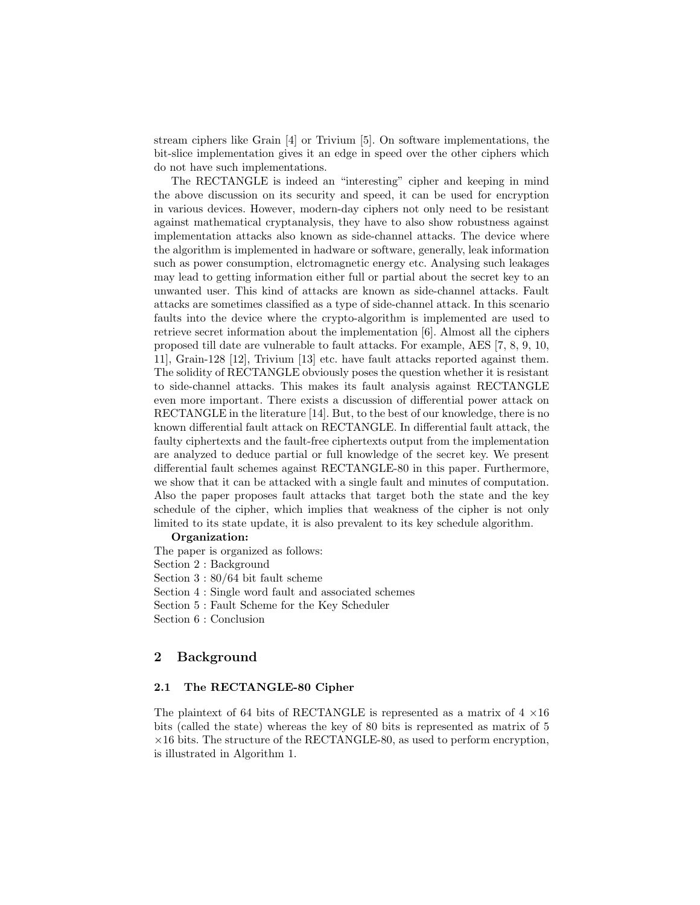stream ciphers like Grain [4] or Trivium [5]. On software implementations, the bit-slice implementation gives it an edge in speed over the other ciphers which do not have such implementations.

The RECTANGLE is indeed an "interesting" cipher and keeping in mind the above discussion on its security and speed, it can be used for encryption in various devices. However, modern-day ciphers not only need to be resistant against mathematical cryptanalysis, they have to also show robustness against implementation attacks also known as side-channel attacks. The device where the algorithm is implemented in hadware or software, generally, leak information such as power consumption, elctromagnetic energy etc. Analysing such leakages may lead to getting information either full or partial about the secret key to an unwanted user. This kind of attacks are known as side-channel attacks. Fault attacks are sometimes classified as a type of side-channel attack. In this scenario faults into the device where the crypto-algorithm is implemented are used to retrieve secret information about the implementation [6]. Almost all the ciphers proposed till date are vulnerable to fault attacks. For example, AES [7, 8, 9, 10, 11], Grain-128 [12], Trivium [13] etc. have fault attacks reported against them. The solidity of RECTANGLE obviously poses the question whether it is resistant to side-channel attacks. This makes its fault analysis against RECTANGLE even more important. There exists a discussion of differential power attack on RECTANGLE in the literature [14]. But, to the best of our knowledge, there is no known differential fault attack on RECTANGLE. In differential fault attack, the faulty ciphertexts and the fault-free ciphertexts output from the implementation are analyzed to deduce partial or full knowledge of the secret key. We present differential fault schemes against RECTANGLE-80 in this paper. Furthermore, we show that it can be attacked with a single fault and minutes of computation. Also the paper proposes fault attacks that target both the state and the key schedule of the cipher, which implies that weakness of the cipher is not only limited to its state update, it is also prevalent to its key schedule algorithm.

**Organization:**

The paper is organized as follows:
Section 2 : Background
Section 3 : 80/64 bit fault scheme
Section 4 : Single word fault and associated schemes
Section 5 : Fault Scheme for the Key Scheduler
Section 6 : Conclusion

## 2 Background

### 2.1 The RECTANGLE-80 Cipher

The plaintext of 64 bits of RECTANGLE is represented as a matrix of $4 \times 16$ bits (called the state) whereas the key of 80 bits is represented as matrix of $5 \times 16$ bits. The structure of the RECTANGLE-80, as used to perform encryption, is illustrated in Algorithm 1.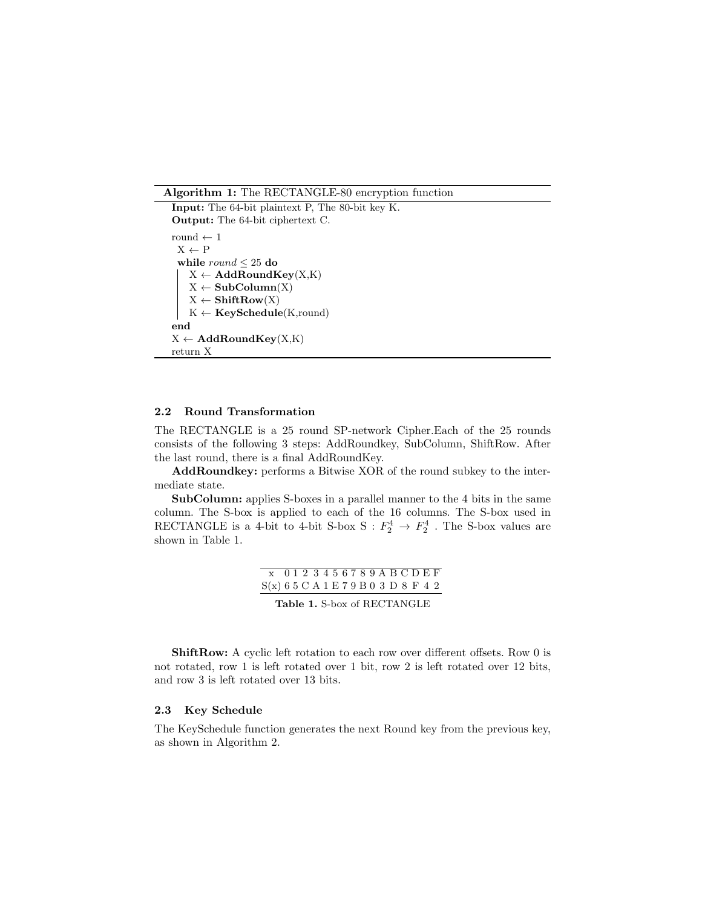**Algorithm 1:** The RECTANGLE-80 encryption function

```
Input: The 64-bit plaintext P, The 80-bit key K.
Output: The 64-bit ciphertext C.

round ← 1
X ← P
while round ≤ 25 do
    X ← AddRoundKey(X,K)
    X ← SubColumn(X)
    X ← ShiftRow(X)
    K ← KeySchedule(K,round)
end
X ← AddRoundKey(X,K)
return X
```

### 2.2 Round Transformation

The RECTANGLE is a 25 round SP-network Cipher.Each of the 25 rounds consists of the following 3 steps: AddRoundkey, SubColumn, ShiftRow. After the last round, there is a final AddRoundKey.

**AddRoundkey:** performs a Bitwise XOR of the round subkey to the intermediate state.

**SubColumn:** applies S-boxes in a parallel manner to the 4 bits in the same column. The S-box is applied to each of the 16 columns. The S-box used in RECTANGLE is a 4-bit to 4-bit S-box S : $F_2^4 \rightarrow F_2^4$ . The S-box values are shown in Table 1.

| x | 0 | 1 | 2 | 3 | 4 | 5 | 6 | 7 | 8 | 9 | A | B | C | D | E | F |
|---|---|---|---|---|---|---|---|---|---|---|---|---|---|---|---|---|
| S(x) | 6 | 5 | C | A | 1 | E | 7 | 9 | B | 0 | 3 | D | 8 | F | 4 | 2 |

**Table 1.** S-box of RECTANGLE

**ShiftRow:** A cyclic left rotation to each row over different offsets. Row 0 is not rotated, row 1 is left rotated over 1 bit, row 2 is left rotated over 12 bits, and row 3 is left rotated over 13 bits.

### 2.3 Key Schedule

The KeySchedule function generates the next Round key from the previous key, as shown in Algorithm 2.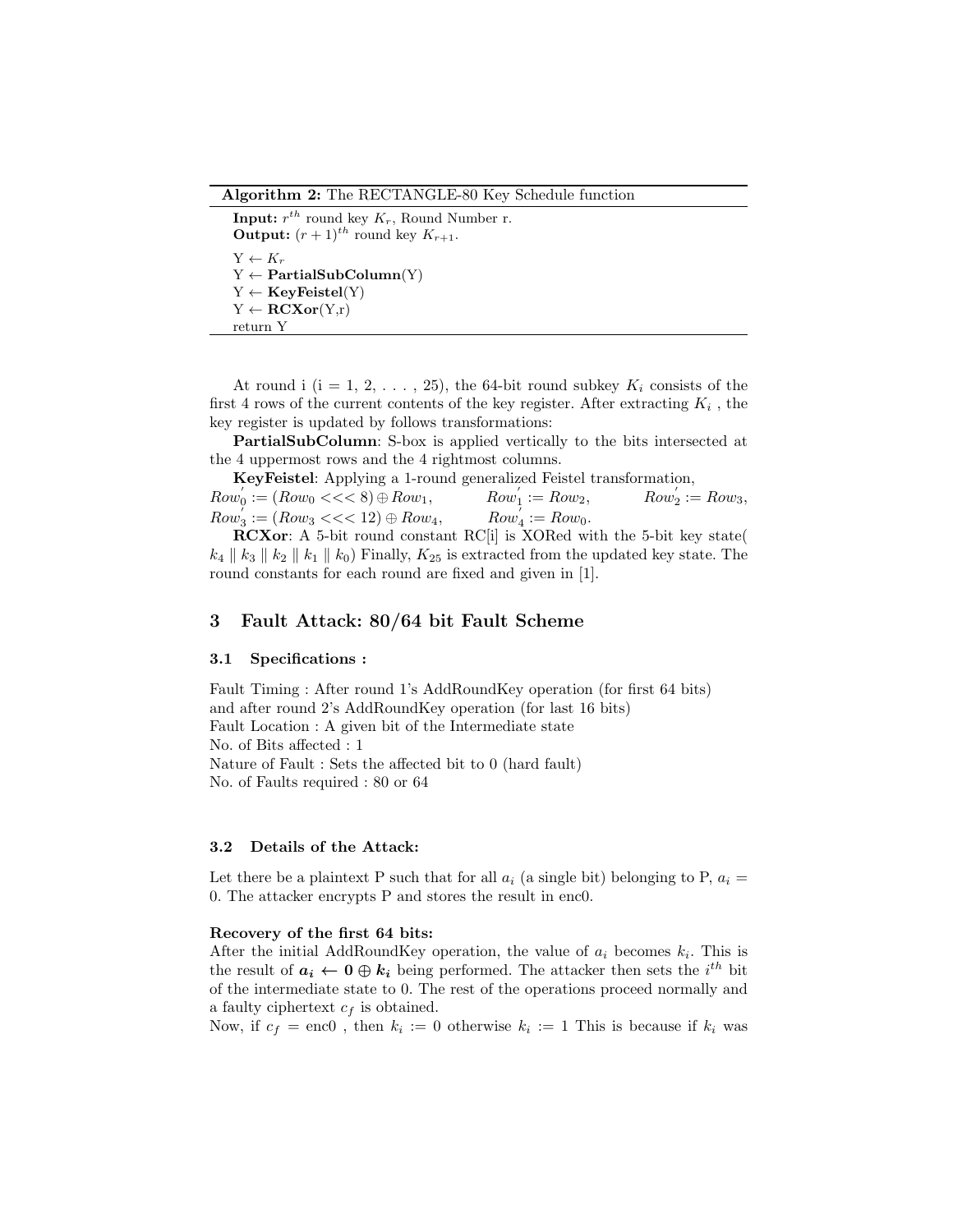**Algorithm 2:** The RECTANGLE-80 Key Schedule function

**Input:** $r^{th}$ round key $K_r$, Round Number r.
**Output:** $(r+1)^{th}$ round key $K_{r+1}$.

Y ← $K_r$
Y ← **PartialSubColumn**(Y)
Y ← **KeyFeistel**(Y)
Y ← **RCXor**(Y,r)
return Y

At round i (i = 1, 2, . . . , 25), the 64-bit round subkey $K_i$ consists of the first 4 rows of the current contents of the key register. After extracting $K_i$ , the key register is updated by follows transformations:

**PartialSubColumn**: S-box is applied vertically to the bits intersected at the 4 uppermost rows and the 4 rightmost columns.

**KeyFeistel**: Applying a 1-round generalized Feistel transformation,
$Row_0^{'} := (Row_0 <<< 8) \oplus Row_1$, $Row_1^{'} := Row_2$, $Row_2^{'} := Row_3$,
$Row_3^{'} := (Row_3 <<< 12) \oplus Row_4$, $Row_4^{'} := Row_0$.

**RCXor**: A 5-bit round constant RC[i] is XORed with the 5-bit key state( $k_4 \parallel k_3 \parallel k_2 \parallel k_1 \parallel k_0$) Finally, $K_{25}$ is extracted from the updated key state. The round constants for each round are fixed and given in [1].

## 3 Fault Attack: 80/64 bit Fault Scheme

### 3.1 Specifications :

Fault Timing : After round 1's AddRoundKey operation (for first 64 bits) and after round 2's AddRoundKey operation (for last 16 bits)
Fault Location : A given bit of the Intermediate state
No. of Bits affected : 1
Nature of Fault : Sets the affected bit to 0 (hard fault)
No. of Faults required : 80 or 64

### 3.2 Details of the Attack:

Let there be a plaintext P such that for all $a_i$ (a single bit) belonging to P, $a_i$ = 0. The attacker encrypts P and stores the result in enc0.

**Recovery of the first 64 bits:**
After the initial AddRoundKey operation, the value of $a_i$ becomes $k_i$. This is the result of $\boldsymbol{a_i \leftarrow 0 \oplus k_i}$ being performed. The attacker then sets the $i^{th}$ bit of the intermediate state to 0. The rest of the operations proceed normally and a faulty ciphertext $c_f$ is obtained.
Now, if $c_f$ = enc0 , then $k_i := 0$ otherwise $k_i := 1$ This is because if $k_i$ was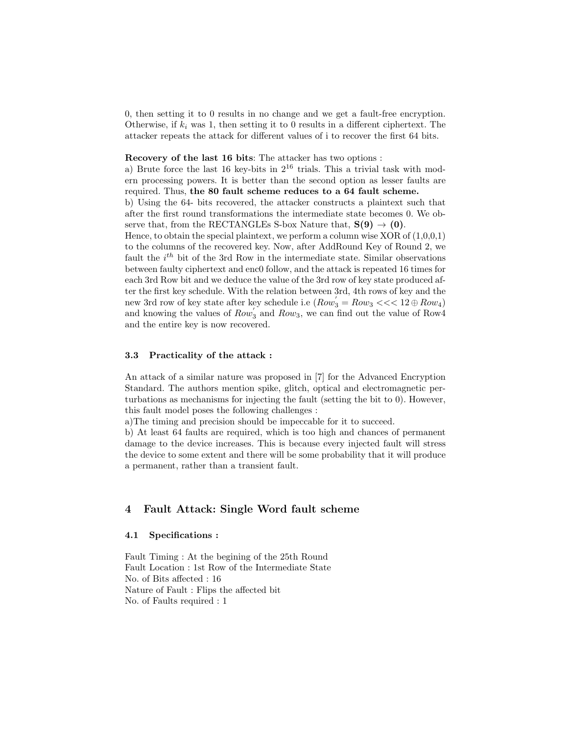0, then setting it to 0 results in no change and we get a fault-free encryption. Otherwise, if $k_i$ was 1, then setting it to 0 results in a different ciphertext. The attacker repeats the attack for different values of i to recover the first 64 bits.

**Recovery of the last 16 bits**: The attacker has two options :
a) Brute force the last 16 key-bits in $2^{16}$ trials. This a trivial task with modern processing powers. It is better than the second option as lesser faults are required. Thus, **the 80 fault scheme reduces to a 64 fault scheme.**
b) Using the 64- bits recovered, the attacker constructs a plaintext such that after the first round transformations the intermediate state becomes 0. We observe that, from the RECTANGLEs S-box Nature that, $\mathbf{S(9) \rightarrow (0)}$.
Hence, to obtain the special plaintext, we perform a column wise XOR of (1,0,0,1) to the columns of the recovered key. Now, after AddRound Key of Round 2, we fault the $i^{th}$ bit of the 3rd Row in the intermediate state. Similar observations between faulty ciphertext and enc0 follow, and the attack is repeated 16 times for each 3rd Row bit and we deduce the value of the 3rd row of key state produced after the first key schedule. With the relation between 3rd, 4th rows of key and the new 3rd row of key state after key schedule i.e ($Row_3^{'} = Row_3 <<< 12 \oplus Row_4$) and knowing the values of $Row_3^{'}$ and $Row_3$, we can find out the value of Row4 and the entire key is now recovered.

### 3.3 Practicality of the attack :

An attack of a similar nature was proposed in [7] for the Advanced Encryption Standard. The authors mention spike, glitch, optical and electromagnetic perturbations as mechanisms for injecting the fault (setting the bit to 0). However, this fault model poses the following challenges :
a)The timing and precision should be impeccable for it to succeed.
b) At least 64 faults are required, which is too high and chances of permanent damage to the device increases. This is because every injected fault will stress the device to some extent and there will be some probability that it will produce a permanent, rather than a transient fault.

## 4 Fault Attack: Single Word fault scheme

### 4.1 Specifications :

Fault Timing : At the begining of the 25th Round
Fault Location : 1st Row of the Intermediate State
No. of Bits affected : 16
Nature of Fault : Flips the affected bit
No. of Faults required : 1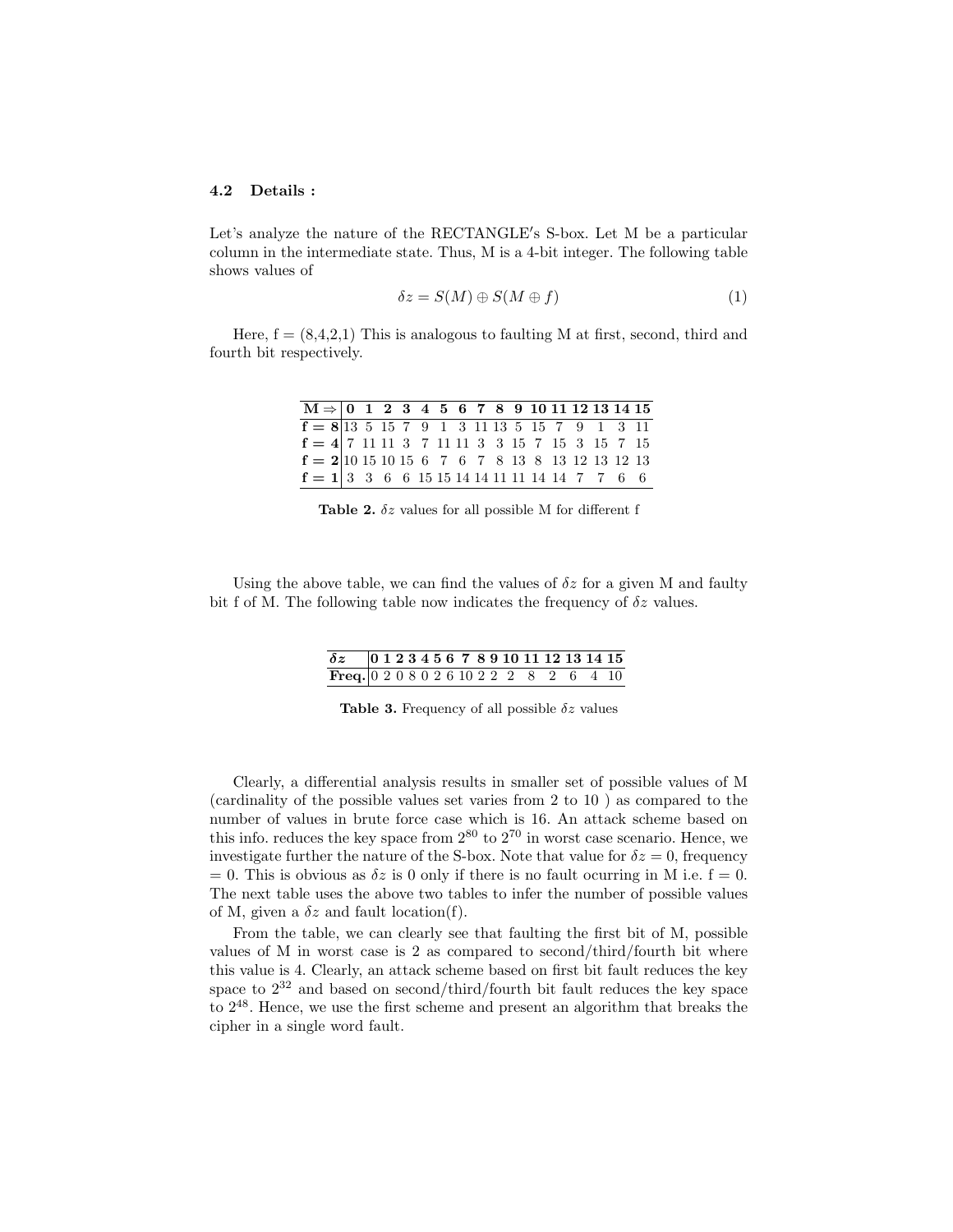### 4.2 Details :

Let's analyze the nature of the RECTANGLE′s S-box. Let M be a particular column in the intermediate state. Thus, M is a 4-bit integer. The following table shows values of

$$\delta z = S(M) \oplus S(M \oplus f) \tag{1}$$

Here, f = (8,4,2,1) This is analogous to faulting M at first, second, third and fourth bit respectively.

| **M ⇒** | **0** | **1** | **2** | **3** | **4** | **5** | **6** | **7** | **8** | **9** | **10** | **11** | **12** | **13** | **14** | **15** |
|---|---|---|---|---|---|---|---|---|---|---|---|---|---|---|---|---|
| **f = 8** | 13 | 5 | 15 | 7 | 9 | 1 | 3 | 11 | 13 | 5 | 15 | 7 | 9 | 1 | 3 | 11 |
| **f = 4** | 7 | 11 | 11 | 3 | 7 | 11 | 11 | 3 | 3 | 15 | 7 | 15 | 3 | 15 | 7 | 15 |
| **f = 2** | 10 | 15 | 10 | 15 | 6 | 7 | 6 | 7 | 8 | 13 | 8 | 13 | 12 | 13 | 12 | 13 |
| **f = 1** | 3 | 3 | 6 | 6 | 15 | 15 | 14 | 14 | 11 | 11 | 14 | 14 | 7 | 7 | 6 | 6 |

**Table 2.** $\delta z$ values for all possible M for different f

Using the above table, we can find the values of $\delta z$ for a given M and faulty bit f of M. The following table now indicates the frequency of $\delta z$ values.

| $\delta z$ | **0** | **1** | **2** | **3** | **4** | **5** | **6** | **7** | **8** | **9** | **10** | **11** | **12** | **13** | **14** | **15** |
|---|---|---|---|---|---|---|---|---|---|---|---|---|---|---|---|---|
| **Freq.** | 0 | 2 | 0 | 8 | 0 | 2 | 6 | 10 | 2 | 2 | 2 | 8 | 2 | 6 | 4 | 10 |

**Table 3.** Frequency of all possible $\delta z$ values

Clearly, a differential analysis results in smaller set of possible values of M (cardinality of the possible values set varies from 2 to 10 ) as compared to the number of values in brute force case which is 16. An attack scheme based on this info. reduces the key space from $2^{80}$ to $2^{70}$ in worst case scenario. Hence, we investigate further the nature of the S-box. Note that value for $\delta z = 0$, frequency = 0. This is obvious as $\delta z$ is 0 only if there is no fault ocurring in M i.e. f = 0. The next table uses the above two tables to infer the number of possible values of M, given a $\delta z$ and fault location(f).

From the table, we can clearly see that faulting the first bit of M, possible values of M in worst case is 2 as compared to second/third/fourth bit where this value is 4. Clearly, an attack scheme based on first bit fault reduces the key space to $2^{32}$ and based on second/third/fourth bit fault reduces the key space to $2^{48}$. Hence, we use the first scheme and present an algorithm that breaks the cipher in a single word fault.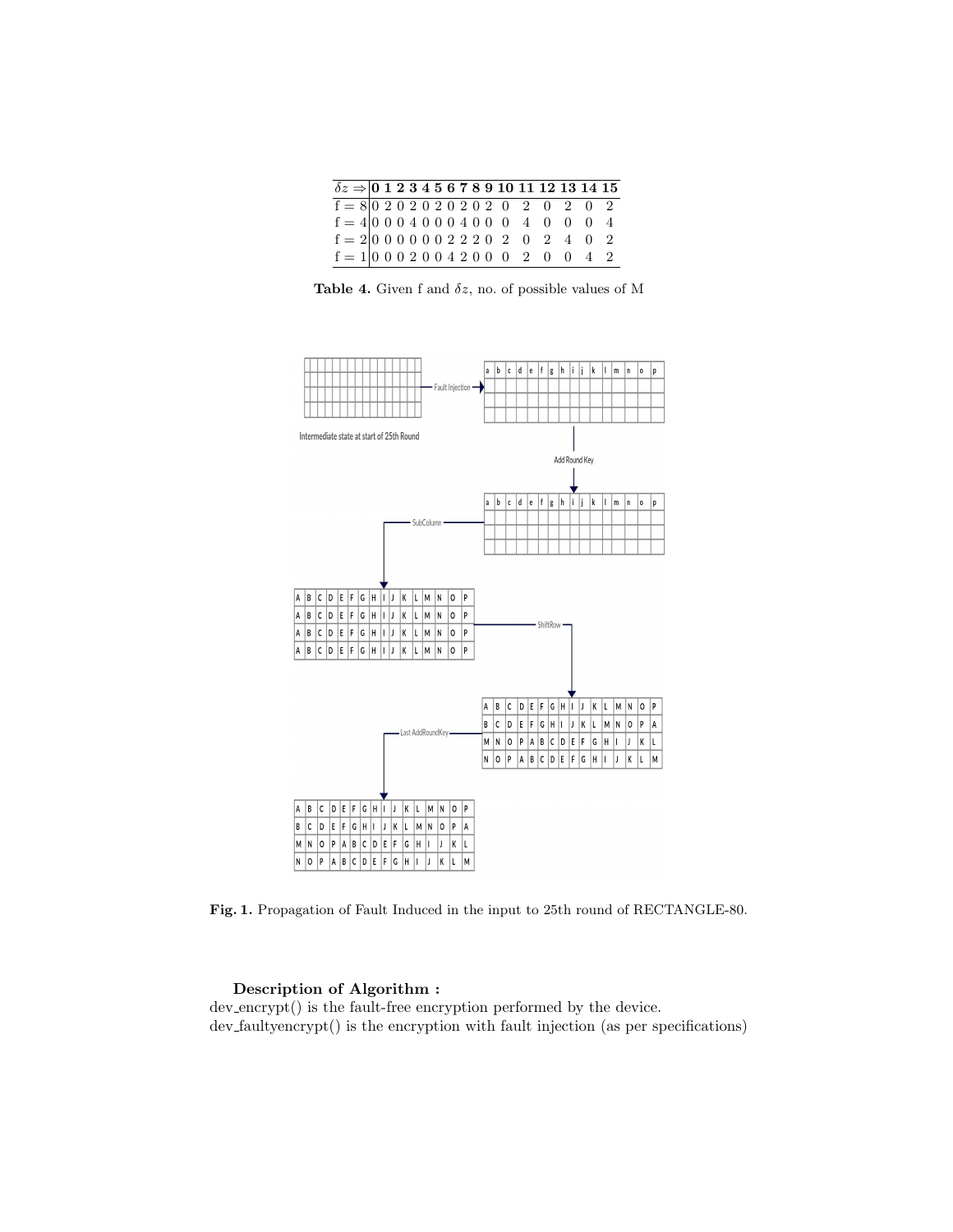| $\delta z \Rightarrow$ | **0** | **1** | **2** | **3** | **4** | **5** | **6** | **7** | **8** | **9** | **10** | **11** | **12** | **13** | **14** | **15** |
|---|---|---|---|---|---|---|---|---|---|---|---|---|---|---|---|---|
| f = 8 | 0 | 2 | 0 | 2 | 0 | 2 | 0 | 2 | 0 | 2 | 0 | 2 | 0 | 2 | 0 | 2 |
| f = 4 | 0 | 0 | 0 | 4 | 0 | 0 | 0 | 4 | 0 | 0 | 0 | 4 | 0 | 0 | 0 | 4 |
| f = 2 | 0 | 0 | 0 | 0 | 0 | 0 | 2 | 2 | 2 | 0 | 2 | 0 | 2 | 4 | 0 | 2 |
| f = 1 | 0 | 0 | 0 | 2 | 0 | 0 | 4 | 2 | 0 | 0 | 0 | 2 | 0 | 0 | 4 | 2 |

**Table 4.** Given f and $\delta z$, no. of possible values of M

**Fig. 1.** Propagation of Fault Induced in the input to 25th round of RECTANGLE-80.

**Description of Algorithm :**

dev_encrypt() is the fault-free encryption performed by the device.
dev_faultyencrypt() is the encryption with fault injection (as per specifications)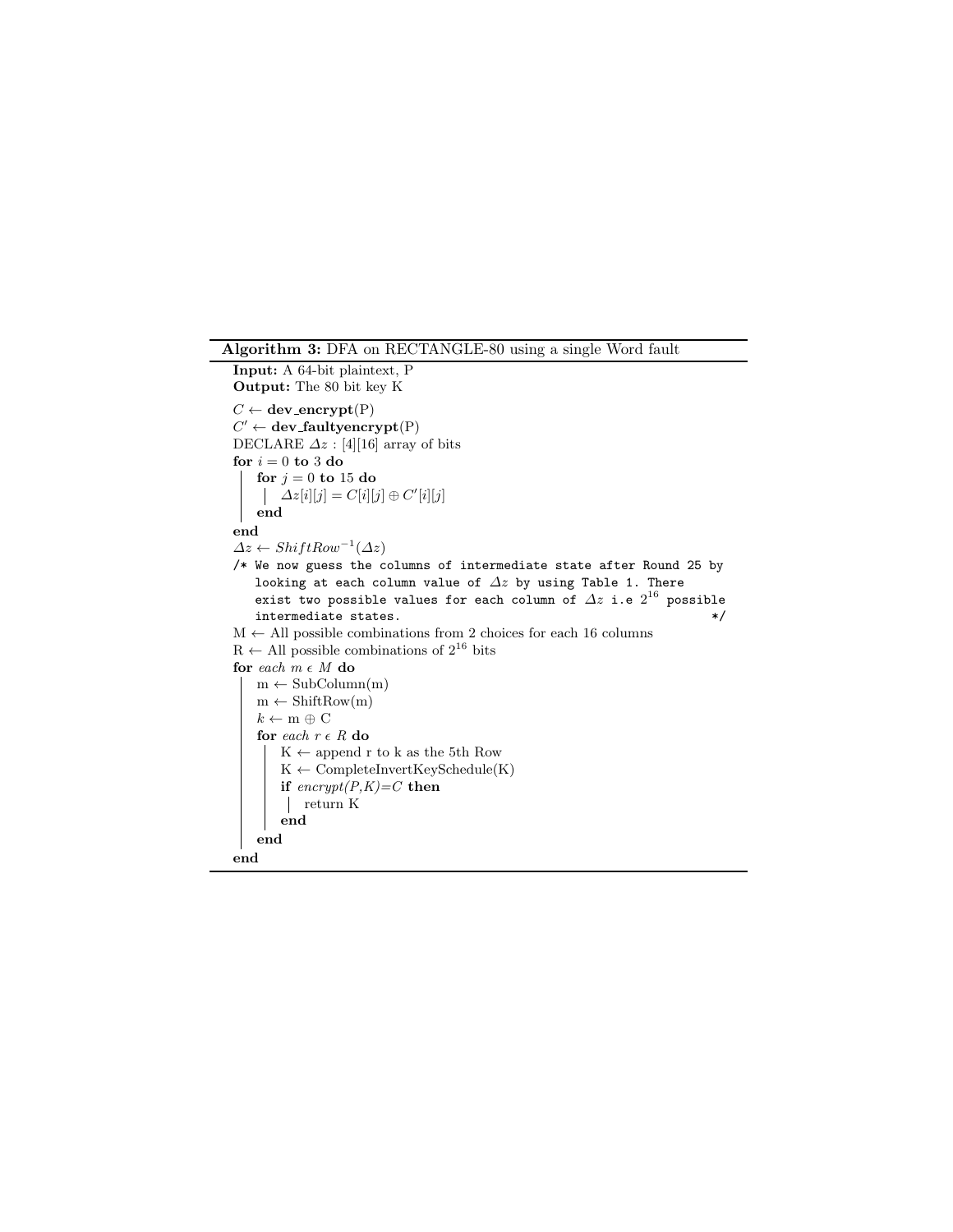**Algorithm 3:** DFA on RECTANGLE-80 using a single Word fault

```
Input: A 64-bit plaintext, P
Output: The 80 bit key K
C ← dev_encrypt(P)
C' ← dev_faultyencrypt(P)
DECLARE Δz : [4][16] array of bits
for i = 0 to 3 do
    for j = 0 to 15 do
        Δz[i][j] = C[i][j] ⊕ C'[i][j]
    end
end
Δz ← ShiftRow^{-1}(Δz)
/* We now guess the columns of intermediate state after Round 25 by
   looking at each column value of Δz by using Table 1. There
   exist two possible values for each column of Δz i.e 2^16 possible
   intermediate states.                                              */
M ← All possible combinations from 2 choices for each 16 columns
R ← All possible combinations of 2^16 bits
for each m ϵ M do
    m ← SubColumn(m)
    m ← ShiftRow(m)
    k ← m ⊕ C
    for each r ϵ R do
        K ← append r to k as the 5th Row
        K ← CompleteInvertKeySchedule(K)
        if encrypt(P,K)=C then
            return K
        end
    end
end
```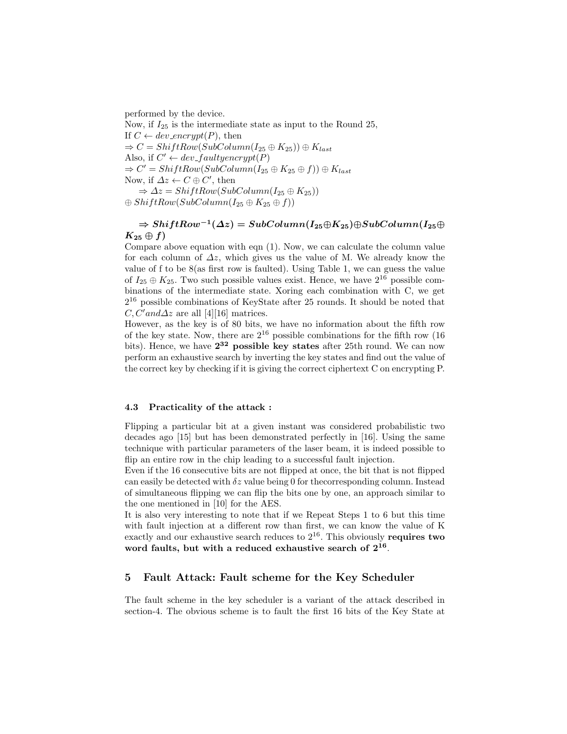performed by the device.
Now, if $I_{25}$ is the intermediate state as input to the Round 25,
If $C \leftarrow dev\_encrypt(P)$, then
$\Rightarrow C = ShiftRow(SubColumn(I_{25} \oplus K_{25})) \oplus K_{last}$
Also, if $C' \leftarrow dev\_faultyencrypt(P)$
$\Rightarrow C' = ShiftRow(SubColumn(I_{25} \oplus K_{25} \oplus f)) \oplus K_{last}$
Now, if $\Delta z \leftarrow C \oplus C'$, then
$\Rightarrow \Delta z = ShiftRow(SubColumn(I_{25} \oplus K_{25}))$
$\oplus\, ShiftRow(SubColumn(I_{25} \oplus K_{25} \oplus f))$

$$\Rightarrow \boldsymbol{ShiftRow^{-1}(\Delta z) = SubColumn(I_{25} \oplus K_{25}) \oplus SubColumn(I_{25} \oplus K_{25} \oplus f)}$$

Compare above equation with eqn (1). Now, we can calculate the column value for each column of $\Delta z$, which gives us the value of M. We already know the value of f to be 8(as first row is faulted). Using Table 1, we can guess the value of $I_{25} \oplus K_{25}$. Two such possible values exist. Hence, we have $2^{16}$ possible combinations of the intermediate state. Xoring each combination with C, we get $2^{16}$ possible combinations of KeyState after 25 rounds. It should be noted that $C, C' and \Delta z$ are all [4][16] matrices.
However, as the key is of 80 bits, we have no information about the fifth row of the key state. Now, there are $2^{16}$ possible combinations for the fifth row (16 bits). Hence, we have **$2^{32}$ possible key states** after 25th round. We can now perform an exhaustive search by inverting the key states and find out the value of the correct key by checking if it is giving the correct ciphertext C on encrypting P.

### 4.3 Practicality of the attack :

Flipping a particular bit at a given instant was considered probabilistic two decades ago [15] but has been demonstrated perfectly in [16]. Using the same technique with particular parameters of the laser beam, it is indeed possible to flip an entire row in the chip leading to a successful fault injection.
Even if the 16 consecutive bits are not flipped at once, the bit that is not flipped can easily be detected with $\delta z$ value being 0 for thecorresponding column. Instead of simultaneous flipping we can flip the bits one by one, an approach similar to the one mentioned in [10] for the AES.
It is also very interesting to note that if we Repeat Steps 1 to 6 but this time with fault injection at a different row than first, we can know the value of K exactly and our exhaustive search reduces to $2^{16}$. This obviously **requires two word faults, but with a reduced exhaustive search of $2^{16}$**.

## 5 Fault Attack: Fault scheme for the Key Scheduler

The fault scheme in the key scheduler is a variant of the attack described in section-4. The obvious scheme is to fault the first 16 bits of the Key State at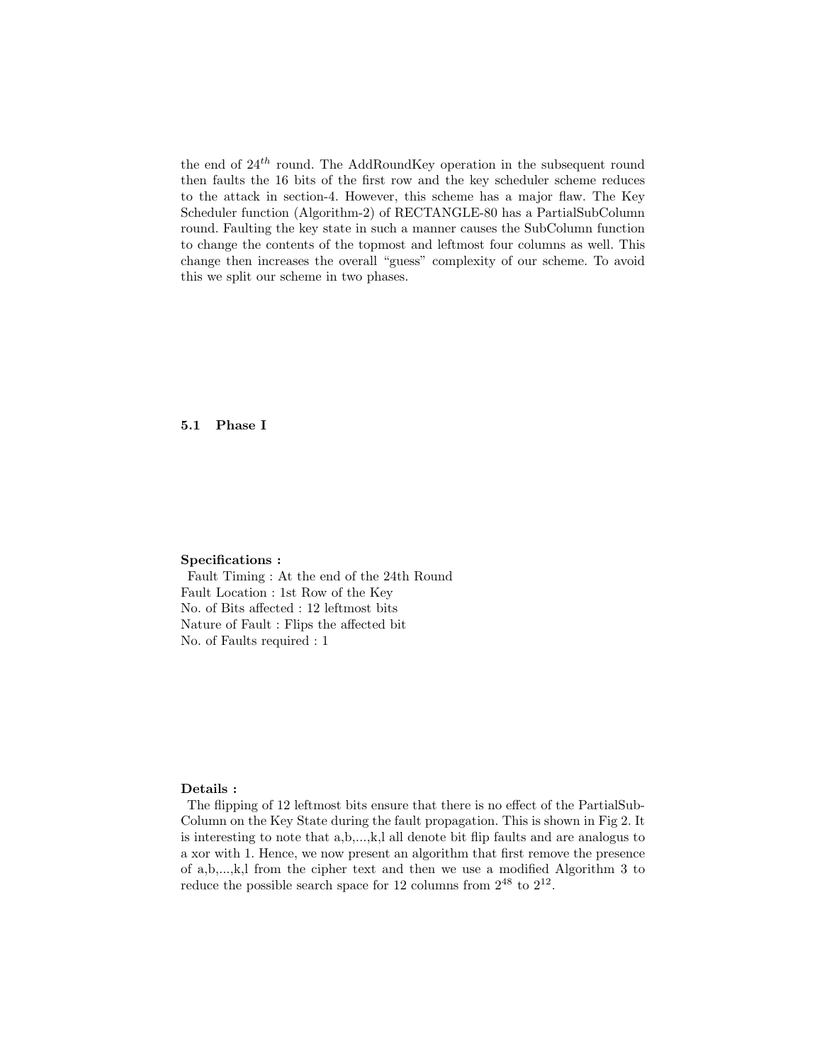the end of $24^{th}$ round. The AddRoundKey operation in the subsequent round then faults the 16 bits of the first row and the key scheduler scheme reduces to the attack in section-4. However, this scheme has a major flaw. The Key Scheduler function (Algorithm-2) of RECTANGLE-80 has a PartialSubColumn round. Faulting the key state in such a manner causes the SubColumn function to change the contents of the topmost and leftmost four columns as well. This change then increases the overall "guess" complexity of our scheme. To avoid this we split our scheme in two phases.

### 5.1 Phase I

**Specifications :**

Fault Timing : At the end of the 24th Round
Fault Location : 1st Row of the Key
No. of Bits affected : 12 leftmost bits
Nature of Fault : Flips the affected bit
No. of Faults required : 1

**Details :**

The flipping of 12 leftmost bits ensure that there is no effect of the PartialSubColumn on the Key State during the fault propagation. This is shown in Fig 2. It is interesting to note that a,b,...,k,l all denote bit flip faults and are analogus to a xor with 1. Hence, we now present an algorithm that first remove the presence of a,b,...,k,l from the cipher text and then we use a modified Algorithm 3 to reduce the possible search space for 12 columns from $2^{48}$ to $2^{12}$.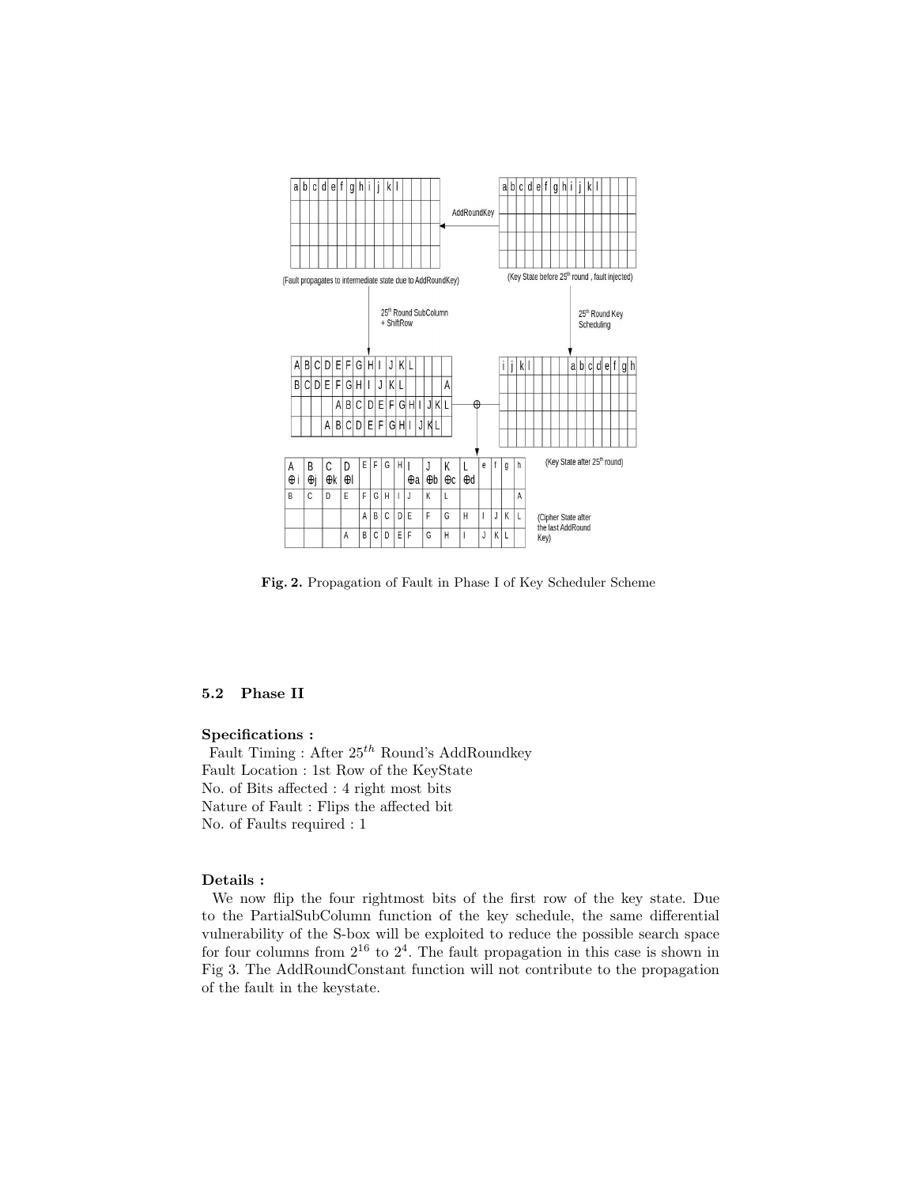**Fig. 2.** Propagation of Fault in Phase I of Key Scheduler Scheme

### 5.2 Phase II

**Specifications :**

Fault Timing : After $25^{th}$ Round's AddRoundkey
Fault Location : 1st Row of the KeyState
No. of Bits affected : 4 right most bits
Nature of Fault : Flips the affected bit
No. of Faults required : 1

**Details :**

We now flip the four rightmost bits of the first row of the key state. Due to the PartialSubColumn function of the key schedule, the same differential vulnerability of the S-box will be exploited to reduce the possible search space for four columns from $2^{16}$ to $2^4$. The fault propagation in this case is shown in Fig 3. The AddRoundConstant function will not contribute to the propagation of the fault in the keystate.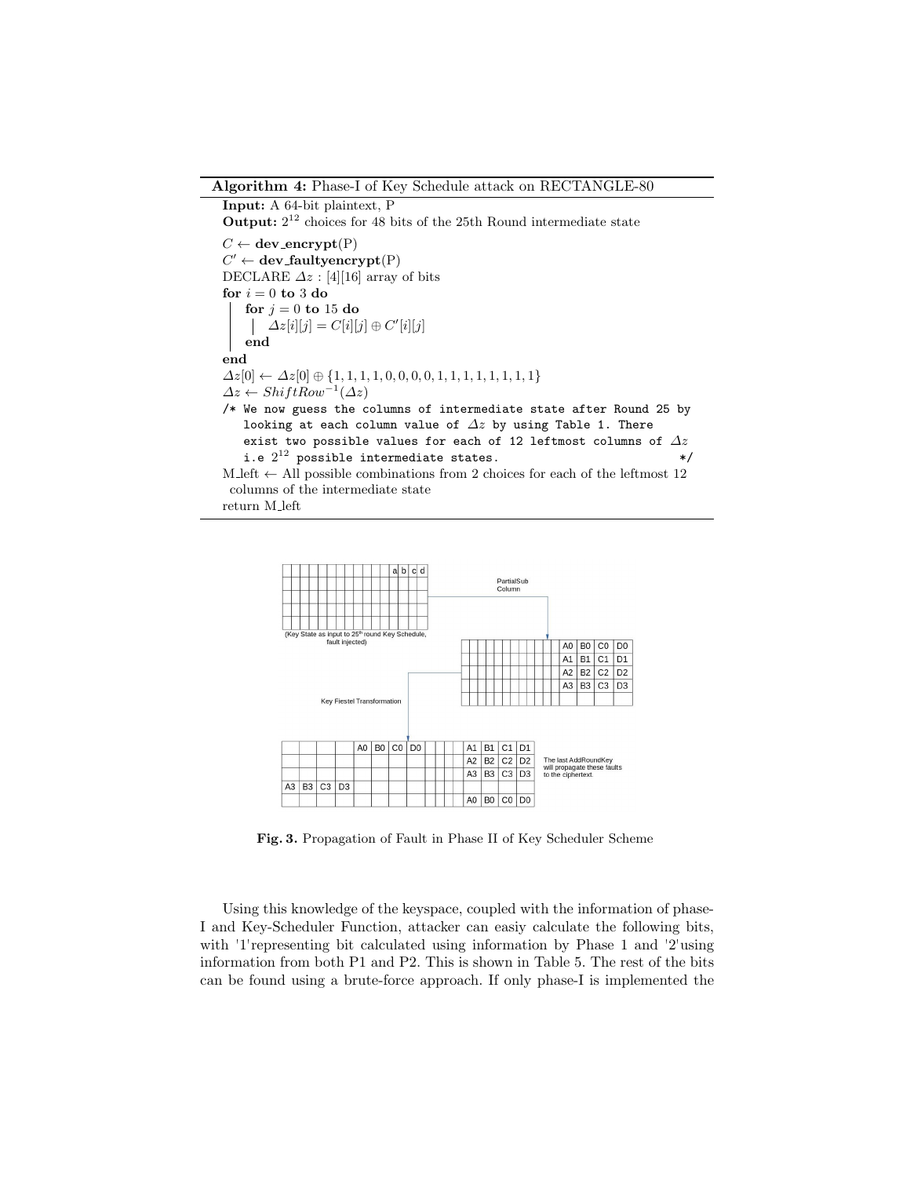**Algorithm 4:** Phase-I of Key Schedule attack on RECTANGLE-80

**Input:** A 64-bit plaintext, P
**Output:** $2^{12}$ choices for 48 bits of the 25th Round intermediate state

```
C ← dev_encrypt(P)
C' ← dev_faultyencrypt(P)
DECLARE Δz : [4][16] array of bits
for i = 0 to 3 do
    for j = 0 to 15 do
        Δz[i][j] = C[i][j] ⊕ C'[i][j]
    end
end
Δz[0] ← Δz[0] ⊕ {1, 1, 1, 1, 0, 0, 0, 0, 1, 1, 1, 1, 1, 1, 1, 1}
Δz ← ShiftRow^{-1}(Δz)
/* We now guess the columns of intermediate state after Round 25 by
   looking at each column value of Δz by using Table 1. There
   exist two possible values for each of 12 leftmost columns of Δz
   i.e 2^12 possible intermediate states.                         */
M_left ← All possible combinations from 2 choices for each of the leftmost 12
  columns of the intermediate state
return M_left
```

**Fig. 3.** Propagation of Fault in Phase II of Key Scheduler Scheme

Using this knowledge of the keyspace, coupled with the information of phase-I and Key-Scheduler Function, attacker can easiy calculate the following bits, with '1'representing bit calculated using information by Phase 1 and '2'using information from both P1 and P2. This is shown in Table 5. The rest of the bits can be found using a brute-force approach. If only phase-I is implemented the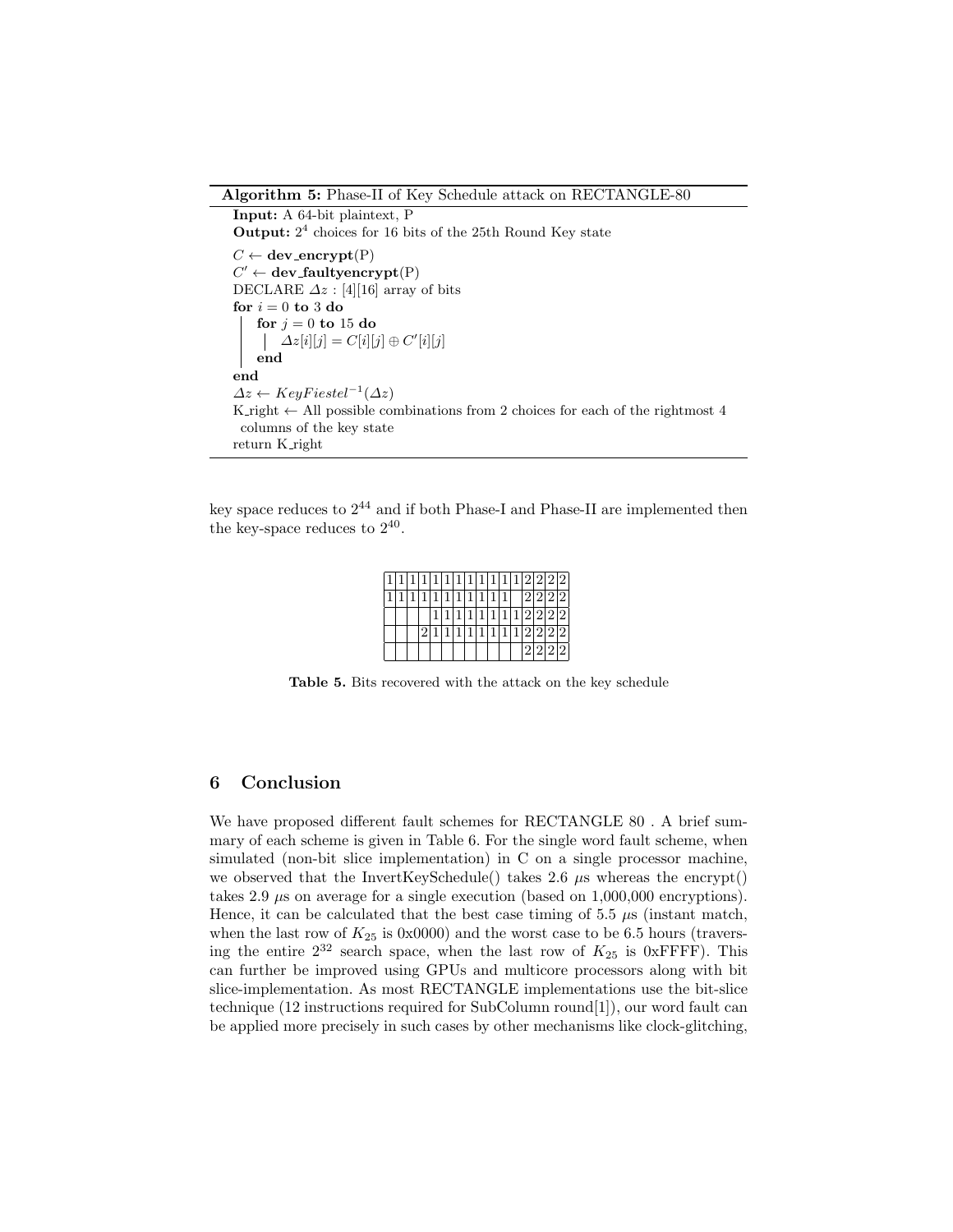**Algorithm 5:** Phase-II of Key Schedule attack on RECTANGLE-80

**Input:** A 64-bit plaintext, P
**Output:** $2^4$ choices for 16 bits of the 25th Round Key state

$C \leftarrow$ **dev_encrypt**(P)
$C' \leftarrow$ **dev_faultyencrypt**(P)
DECLARE $\Delta z$ : [4][16] array of bits
**for** $i = 0$ **to** 3 **do**
  **for** $j = 0$ **to** 15 **do**
    $\Delta z[i][j] = C[i][j] \oplus C'[i][j]$
  **end**
**end**
$\Delta z \leftarrow KeyFiestel^{-1}(\Delta z)$
K_right $\leftarrow$ All possible combinations from 2 choices for each of the rightmost 4 columns of the key state
return K_right

key space reduces to $2^{44}$ and if both Phase-I and Phase-II are implemented then the key-space reduces to $2^{40}$.

| | | | | | | | | | | | | | | | |
|---|---|---|---|---|---|---|---|---|---|---|---|---|---|---|---|
| 1 | 1 | 1 | 1 | 1 | 1 | 1 | 1 | 1 | 1 | 1 | 1 | 2 | 2 | 2 | 2 |
| 1 | 1 | 1 | 1 | 1 | 1 | 1 | 1 | 1 | 1 | 1 | | 2 | 2 | 2 | 2 |
| | | | 1 | 1 | 1 | 1 | 1 | 1 | 1 | 1 | 1 | 2 | 2 | 2 | 2 |
| | | 2 | 1 | 1 | 1 | 1 | 1 | 1 | 1 | 1 | 1 | 2 | 2 | 2 | 2 |
| | | | | | | | | | | | | 2 | 2 | 2 | 2 |

**Table 5.** Bits recovered with the attack on the key schedule

## 6 Conclusion

We have proposed different fault schemes for RECTANGLE 80 . A brief summary of each scheme is given in Table 6. For the single word fault scheme, when simulated (non-bit slice implementation) in C on a single processor machine, we observed that the InvertKeySchedule() takes 2.6 $\mu$s whereas the encrypt() takes 2.9 $\mu$s on average for a single execution (based on 1,000,000 encryptions). Hence, it can be calculated that the best case timing of 5.5 $\mu$s (instant match, when the last row of $K_{25}$ is 0x0000) and the worst case to be 6.5 hours (traversing the entire $2^{32}$ search space, when the last row of $K_{25}$ is 0xFFFF). This can further be improved using GPUs and multicore processors along with bit slice-implementation. As most RECTANGLE implementations use the bit-slice technique (12 instructions required for SubColumn round[1]), our word fault can be applied more precisely in such cases by other mechanisms like clock-glitching,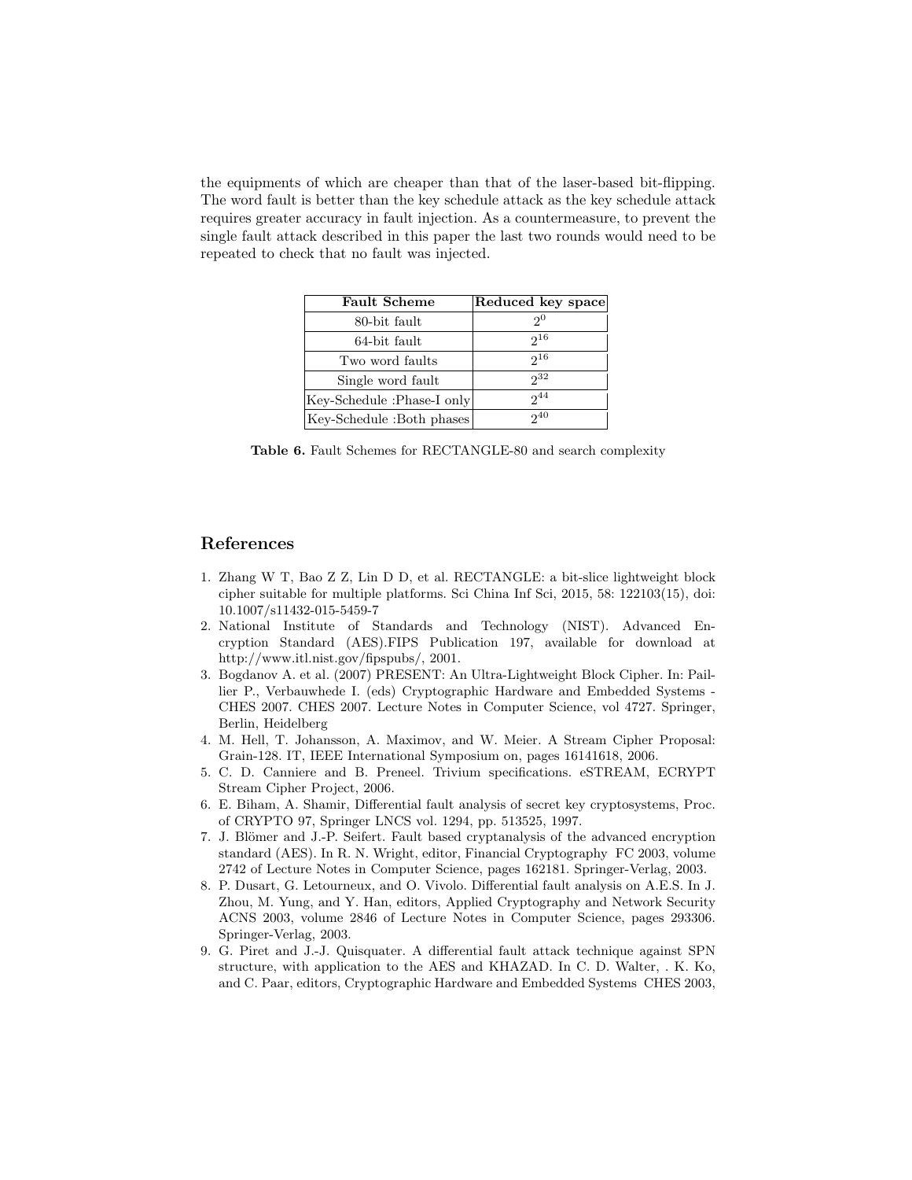the equipments of which are cheaper than that of the laser-based bit-flipping. The word fault is better than the key schedule attack as the key schedule attack requires greater accuracy in fault injection. As a countermeasure, to prevent the single fault attack described in this paper the last two rounds would need to be repeated to check that no fault was injected.

| Fault Scheme | Reduced key space |
|---|---|
| 80-bit fault | $2^0$ |
| 64-bit fault | $2^{16}$ |
| Two word faults | $2^{16}$ |
| Single word fault | $2^{32}$ |
| Key-Schedule :Phase-I only | $2^{44}$ |
| Key-Schedule :Both phases | $2^{40}$ |

**Table 6.** Fault Schemes for RECTANGLE-80 and search complexity

## References

1. Zhang W T, Bao Z Z, Lin D D, et al. RECTANGLE: a bit-slice lightweight block cipher suitable for multiple platforms. Sci China Inf Sci, 2015, 58: 122103(15), doi: 10.1007/s11432-015-5459-7
2. National Institute of Standards and Technology (NIST). Advanced Encryption Standard (AES).FIPS Publication 197, available for download at http://www.itl.nist.gov/fipspubs/, 2001.
3. Bogdanov A. et al. (2007) PRESENT: An Ultra-Lightweight Block Cipher. In: Paillier P., Verbauwhede I. (eds) Cryptographic Hardware and Embedded Systems - CHES 2007. CHES 2007. Lecture Notes in Computer Science, vol 4727. Springer, Berlin, Heidelberg
4. M. Hell, T. Johansson, A. Maximov, and W. Meier. A Stream Cipher Proposal: Grain-128. IT, IEEE International Symposium on, pages 16141618, 2006.
5. C. D. Canniere and B. Preneel. Trivium specifications. eSTREAM, ECRYPT Stream Cipher Project, 2006.
6. E. Biham, A. Shamir, Differential fault analysis of secret key cryptosystems, Proc. of CRYPTO 97, Springer LNCS vol. 1294, pp. 513525, 1997.
7. J. Blömer and J.-P. Seifert. Fault based cryptanalysis of the advanced encryption standard (AES). In R. N. Wright, editor, Financial Cryptography FC 2003, volume 2742 of Lecture Notes in Computer Science, pages 162181. Springer-Verlag, 2003.
8. P. Dusart, G. Letourneux, and O. Vivolo. Differential fault analysis on A.E.S. In J. Zhou, M. Yung, and Y. Han, editors, Applied Cryptography and Network Security ACNS 2003, volume 2846 of Lecture Notes in Computer Science, pages 293306. Springer-Verlag, 2003.
9. G. Piret and J.-J. Quisquater. A differential fault attack technique against SPN structure, with application to the AES and KHAZAD. In C. D. Walter, . K. Ko, and C. Paar, editors, Cryptographic Hardware and Embedded Systems CHES 2003,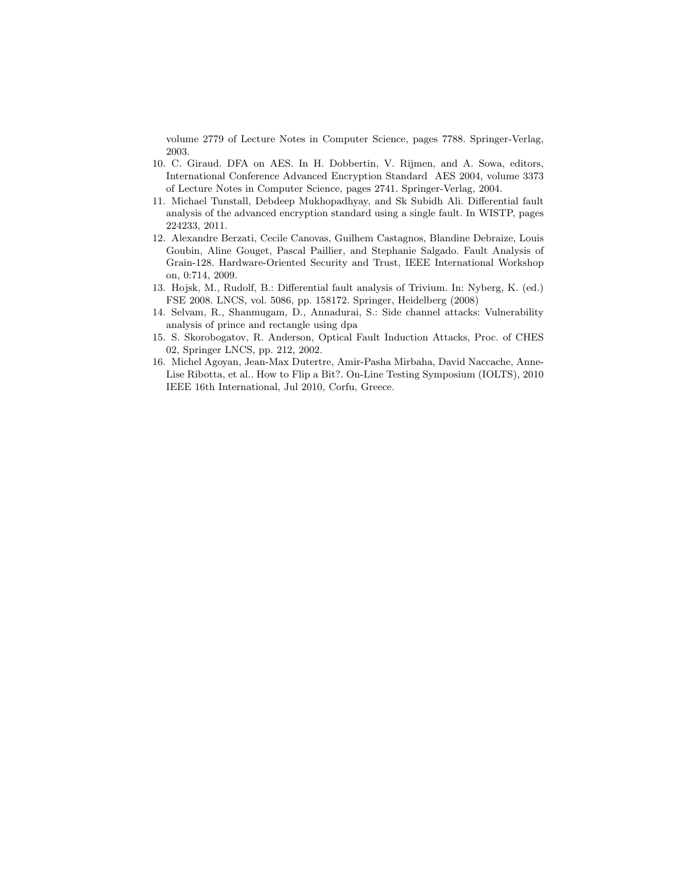volume 2779 of Lecture Notes in Computer Science, pages 7788. Springer-Verlag, 2003.

10. C. Giraud. DFA on AES. In H. Dobbertin, V. Rijmen, and A. Sowa, editors, International Conference Advanced Encryption Standard AES 2004, volume 3373 of Lecture Notes in Computer Science, pages 2741. Springer-Verlag, 2004.
11. Michael Tunstall, Debdeep Mukhopadhyay, and Sk Subidh Ali. Differential fault analysis of the advanced encryption standard using a single fault. In WISTP, pages 224233, 2011.
12. Alexandre Berzati, Cecile Canovas, Guilhem Castagnos, Blandine Debraize, Louis Goubin, Aline Gouget, Pascal Paillier, and Stephanie Salgado. Fault Analysis of Grain-128. Hardware-Oriented Security and Trust, IEEE International Workshop on, 0:714, 2009.
13. Hojsk, M., Rudolf, B.: Differential fault analysis of Trivium. In: Nyberg, K. (ed.) FSE 2008. LNCS, vol. 5086, pp. 158172. Springer, Heidelberg (2008)
14. Selvam, R., Shanmugam, D., Annadurai, S.: Side channel attacks: Vulnerability analysis of prince and rectangle using dpa
15. S. Skorobogatov, R. Anderson, Optical Fault Induction Attacks, Proc. of CHES 02, Springer LNCS, pp. 212, 2002.
16. Michel Agoyan, Jean-Max Dutertre, Amir-Pasha Mirbaha, David Naccache, Anne-Lise Ribotta, et al.. How to Flip a Bit?. On-Line Testing Symposium (IOLTS), 2010 IEEE 16th International, Jul 2010, Corfu, Greece.